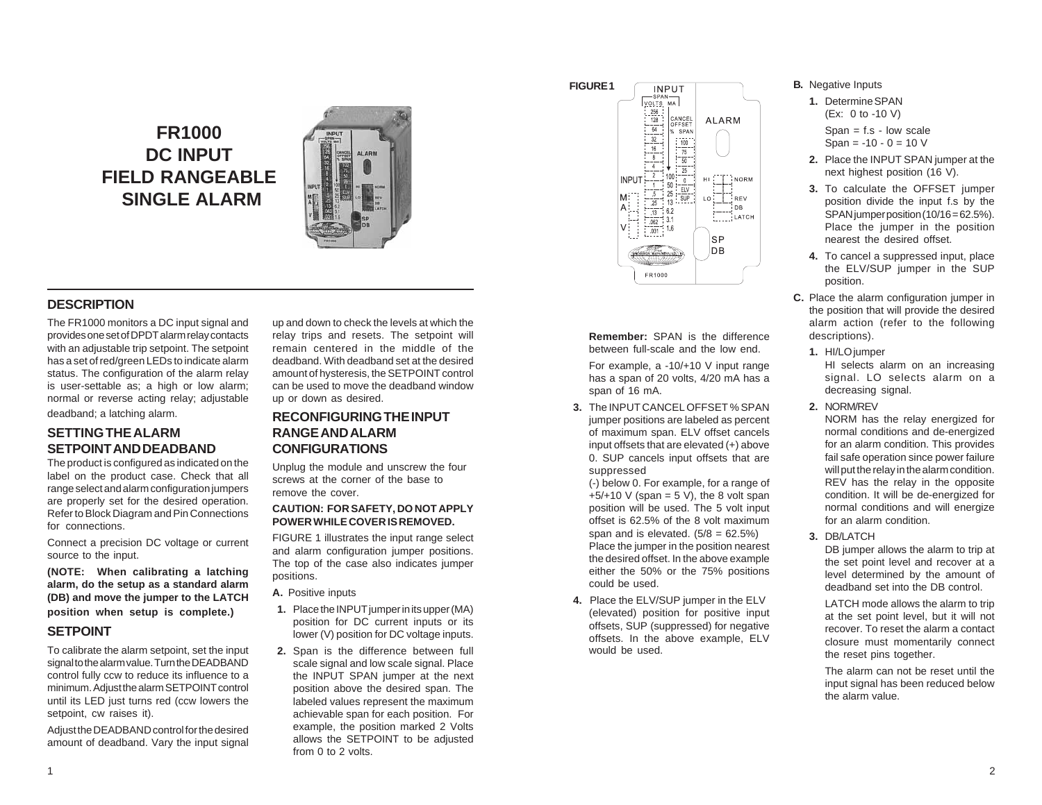# FR1000
# DC INPUT
# FIELD RANGEABLE
# SINGLE ALARM

## DESCRIPTION

The FR1000 monitors a DC input signal and provides one set of DPDT alarm relay contacts with an adjustable trip setpoint. The setpoint has a set of red/green LEDs to indicate alarm status. The configuration of the alarm relay is user-settable as; a high or low alarm; normal or reverse acting relay; adjustable deadband; a latching alarm.

## SETTING THE ALARM SETPOINT AND DEADBAND

The product is configured as indicated on the label on the product case. Check that all range select and alarm configuration jumpers are properly set for the desired operation. Refer to Block Diagram and Pin Connections for connections.

Connect a precision DC voltage or current source to the input.

**(NOTE: When calibrating a latching alarm, do the setup as a standard alarm (DB) and move the jumper to the LATCH position when setup is complete.)**

## SETPOINT

To calibrate the alarm setpoint, set the input signal to the alarm value. Turn the DEADBAND control fully ccw to reduce its influence to a minimum. Adjust the alarm SETPOINT control until its LED just turns red (ccw lowers the setpoint, cw raises it).

Adjust the DEADBAND control for the desired amount of deadband. Vary the input signal up and down to check the levels at which the relay trips and resets. The setpoint will remain centered in the middle of the deadband. With deadband set at the desired amount of hysteresis, the SETPOINT control can be used to move the deadband window up or down as desired.

## RECONFIGURING THE INPUT RANGE AND ALARM CONFIGURATIONS

Unplug the module and unscrew the four screws at the corner of the base to remove the cover.

**CAUTION: FOR SAFETY, DO NOT APPLY POWER WHILE COVER IS REMOVED.**

FIGURE 1 illustrates the input range select and alarm configuration jumper positions. The top of the case also indicates jumper positions.

**A.** Positive inputs

1. Place the INPUT jumper in its upper (MA) position for DC current inputs or its lower (V) position for DC voltage inputs.
2. Span is the difference between full scale signal and low scale signal. Place the INPUT SPAN jumper at the next position above the desired span. The labeled values represent the maximum achievable span for each position. For example, the position marked 2 Volts allows the SETPOINT to be adjusted from 0 to 2 volts.

**FIGURE 1**

**Remember:** SPAN is the difference between full-scale and the low end.

For example, a -10/+10 V input range has a span of 20 volts, 4/20 mA has a span of 16 mA.

3. The INPUT CANCEL OFFSET % SPAN jumper positions are labeled as percent of maximum span. ELV offset cancels input offsets that are elevated (+) above 0. SUP cancels input offsets that are suppressed (-) below 0. For example, for a range of +5/+10 V (span = 5 V), the 8 volt span position will be used. The 5 volt input offset is 62.5% of the 8 volt maximum span and is elevated. (5/8 = 62.5%) Place the jumper in the position nearest the desired offset. In the above example either the 50% or the 75% positions could be used.
4. Place the ELV/SUP jumper in the ELV (elevated) position for positive input offsets, SUP (suppressed) for negative offsets. In the above example, ELV would be used.

**B.** Negative Inputs

1. Determine SPAN (Ex: 0 to -10 V)

   Span = f.s - low scale
   Span = -10 - 0 = 10 V
2. Place the INPUT SPAN jumper at the next highest position (16 V).
3. To calculate the OFFSET jumper position divide the input f.s by the SPAN jumper position (10/16 = 62.5%). Place the jumper in the position nearest the desired offset.
4. To cancel a suppressed input, place the ELV/SUP jumper in the SUP position.

**C.** Place the alarm configuration jumper in the position that will provide the desired alarm action (refer to the following descriptions).

1. HI/LO jumper
   HI selects alarm on an increasing signal. LO selects alarm on a decreasing signal.
2. NORM/REV
   NORM has the relay energized for normal conditions and de-energized for an alarm condition. This provides fail safe operation since power failure will put the relay in the alarm condition. REV has the relay in the opposite condition. It will be de-energized for normal conditions and will energize for an alarm condition.
3. DB/LATCH
   DB jumper allows the alarm to trip at the set point level and recover at a level determined by the amount of deadband set into the DB control.

   LATCH mode allows the alarm to trip at the set point level, but it will not recover. To reset the alarm a contact closure must momentarily connect the reset pins together.

   The alarm can not be reset until the input signal has been reduced below the alarm value.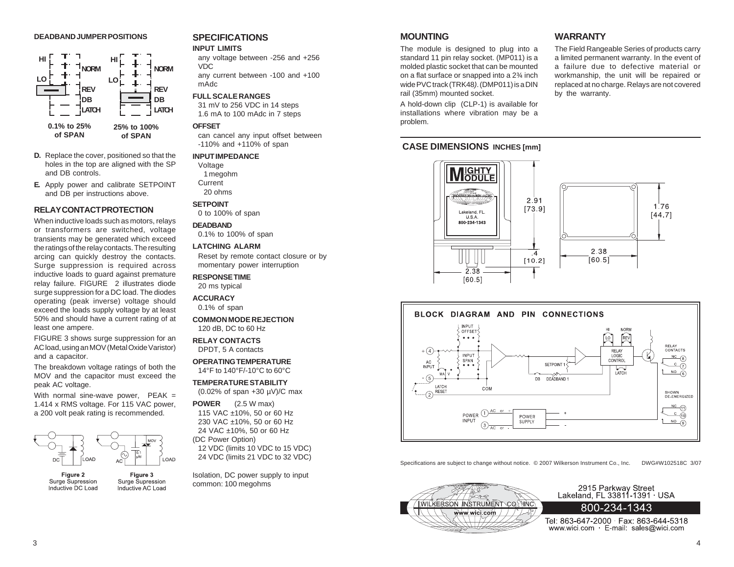**DEADBAND JUMPER POSITIONS**

HI
NORM
LO
REV
DB
LATCH

0.1% to 25% of SPAN

25% to 100% of SPAN

**D.** Replace the cover, positioned so that the holes in the top are aligned with the SP and DB controls.

**E.** Apply power and calibrate SETPOINT and DB per instructions above.

### RELAY CONTACT PROTECTION

When inductive loads such as motors, relays or transformers are switched, voltage transients may be generated which exceed the ratings of the relay contacts. The resulting arcing can quickly destroy the contacts. Surge suppression is required across inductive loads to guard against premature relay failure. FIGURE 2 illustrates diode surge suppression for a DC load. The diodes operating (peak inverse) voltage should exceed the loads supply voltage by at least 50% and should have a current rating of at least one ampere.

FIGURE 3 shows surge suppression for an AC load, using an MOV (Metal Oxide Varistor) and a capacitor.

The breakdown voltage ratings of both the MOV and the capacitor must exceed the peak AC voltage.

With normal sine-wave power, PEAK = 1.414 x RMS voltage. For 115 VAC power, a 200 volt peak rating is recommended.

DC LOAD

Figure 2
Surge Supression
Inductive DC Load

AC 0.1 µfd MOV LOAD

Figure 3
Surge Supression
Inductive AC Load

## SPECIFICATIONS

**INPUT LIMITS**
any voltage between -256 and +256 VDC
any current between -100 and +100 mAdc

**FULL SCALE RANGES**
31 mV to 256 VDC in 14 steps
1.6 mA to 100 mAdc in 7 steps

**OFFSET**
can cancel any input offset between -110% and +110% of span

**INPUT IMPEDANCE**
Voltage
1 megohm
Current
20 ohms

**SETPOINT**
0 to 100% of span

**DEADBAND**
0.1% to 100% of span

**LATCHING ALARM**
Reset by remote contact closure or by momentary power interruption

**RESPONSE TIME**
20 ms typical

**ACCURACY**
0.1% of span

**COMMON MODE REJECTION**
120 dB, DC to 60 Hz

**RELAY CONTACTS**
DPDT, 5 A contacts

**OPERATING TEMPERATURE**
14°F to 140°F/-10°C to 60°C

**TEMPERATURE STABILITY**
(0.02% of span +30 µV)/C max

**POWER** (2.5 W max)
115 VAC ±10%, 50 or 60 Hz
230 VAC ±10%, 50 or 60 Hz
24 VAC ±10%, 50 or 60 Hz
(DC Power Option)
12 VDC (limits 10 VDC to 15 VDC)
24 VDC (limits 21 VDC to 32 VDC)

Isolation, DC power supply to input common: 100 megohms

## MOUNTING

The module is designed to plug into a standard 11 pin relay socket. (MP011) is a molded plastic socket that can be mounted on a flat surface or snapped into a 2¾ inch wide PVC track (TRK48). (DMP011) is a DIN rail (35mm) mounted socket.

A hold-down clip (CLP-1) is available for installations where vibration may be a problem.

## WARRANTY

The Field Rangeable Series of products carry a limited permanent warranty. In the event of a failure due to defective material or workmanship, the unit will be repaired or replaced at no charge. Relays are not covered by the warranty.

## CASE DIMENSIONS INCHES [mm]

MIGHTY MODULE
WILKERSON INSTRUMENT CO., INC.
Lakeland, FL.
U.S.A.
800-234-1343

2.91 [73.9]
.4 [10.2]
2.38 [60.5]
1.76 [44.7]
2.38 [60.5]

## BLOCK DIAGRAM AND PIN CONNECTIONS

INPUT OFFSET
+ 4
AC INPUT
INPUT SPAN
MA V
- 5
LATCH RESET 2
COM
SETPOINT 1
DB DEADBAND 1
HI NORM
LO REV
RELAY LOGIC CONTROL
LATCH
RELAY CONTACTS
NC 8
C 7
NO 6
SHOWN DE-ENERGIZED
NC 11
C 10
NO 9
POWER INPUT 1 AC or +
3 AC or -
POWER SUPPLY
+
-

Specifications are subject to change without notice. © 2007 Wilkerson Instrument Co., Inc. DWG#W102518C 3/07

WILKERSON INSTRUMENT CO., INC.
www.wici.com

2915 Parkway Street
Lakeland, FL 33811-1391 · USA
800-234-1343
Tel: 863-647-2000 · Fax: 863-644-5318
www.wici.com · E-mail: sales@wici.com